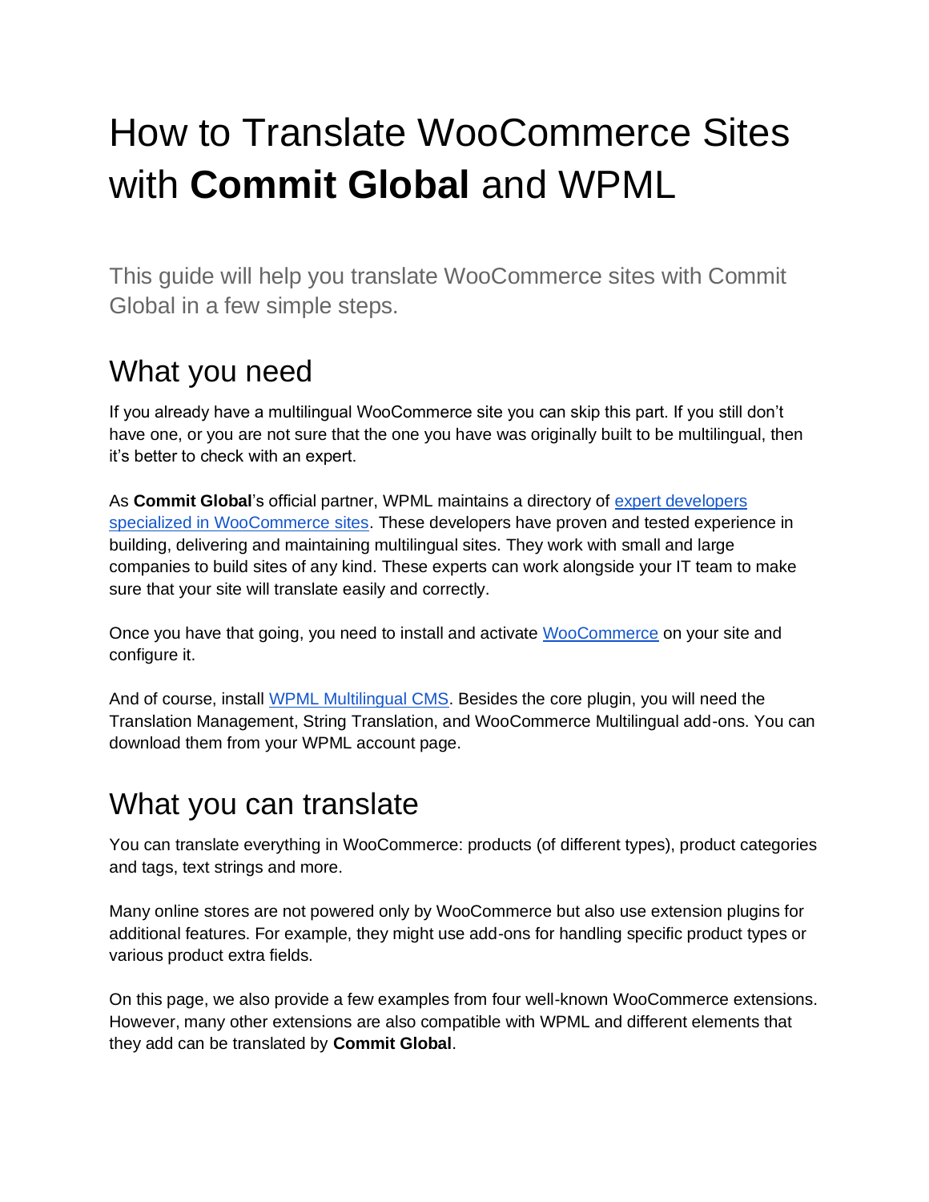# How to Translate WooCommerce Sites with **Commit Global** and WPML

This guide will help you translate WooCommerce sites with Commit Global in a few simple steps.

## What you need

If you already have a multilingual WooCommerce site you can skip this part. If you still don't have one, or you are not sure that the one you have was originally built to be multilingual, then it's better to check with an expert.

As **Commit Global**'s official partner, WPML maintains a directory of [expert developers specialized in WooCommerce sites](). These developers have proven and tested experience in building, delivering and maintaining multilingual sites. They work with small and large companies to build sites of any kind. These experts can work alongside your IT team to make sure that your site will translate easily and correctly.

Once you have that going, you need to install and activate [WooCommerce]() on your site and configure it.

And of course, install [WPML Multilingual CMS](). Besides the core plugin, you will need the Translation Management, String Translation, and WooCommerce Multilingual add-ons. You can download them from your WPML account page.

## What you can translate

You can translate everything in WooCommerce: products (of different types), product categories and tags, text strings and more.

Many online stores are not powered only by WooCommerce but also use extension plugins for additional features. For example, they might use add-ons for handling specific product types or various product extra fields.

On this page, we also provide a few examples from four well-known WooCommerce extensions. However, many other extensions are also compatible with WPML and different elements that they add can be translated by **Commit Global**.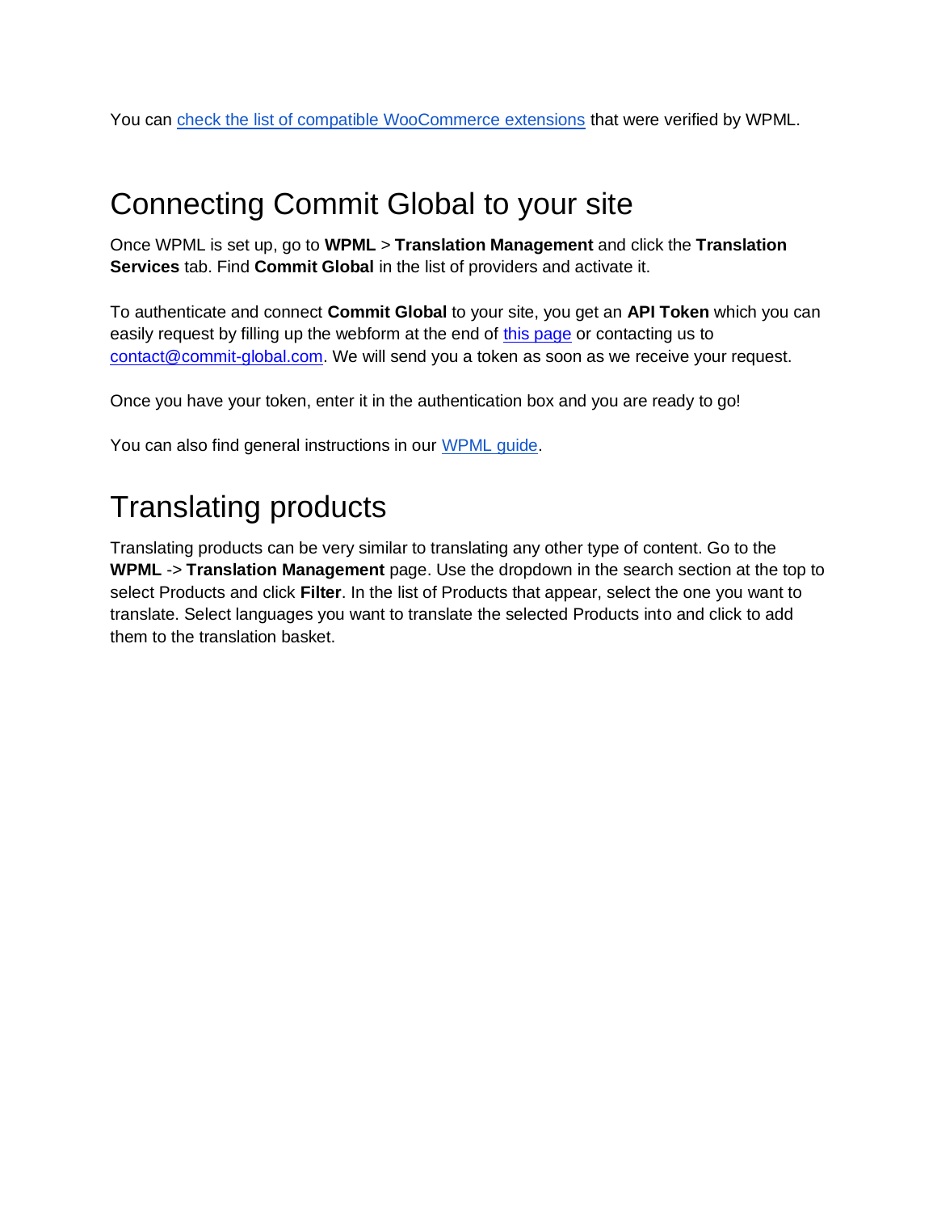You can check the list of compatible WooCommerce extensions that were verified by WPML.

## Connecting Commit Global to your site

Once WPML is set up, go to **WPML** > **Translation Management** and click the **Translation Services** tab. Find **Commit Global** in the list of providers and activate it.

To authenticate and connect **Commit Global** to your site, you get an **API Token** which you can easily request by filling up the webform at the end of this page or contacting us to contact@commit-global.com. We will send you a token as soon as we receive your request.

Once you have your token, enter it in the authentication box and you are ready to go!

You can also find general instructions in our WPML guide.

## Translating products

Translating products can be very similar to translating any other type of content. Go to the **WPML** -> **Translation Management** page. Use the dropdown in the search section at the top to select Products and click **Filter**. In the list of Products that appear, select the one you want to translate. Select languages you want to translate the selected Products into and click to add them to the translation basket.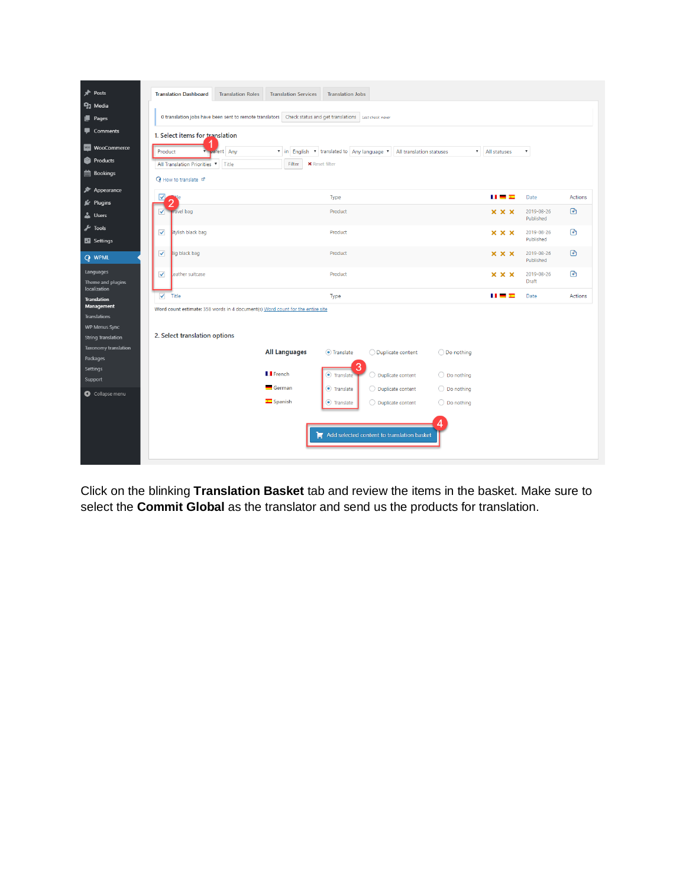Click on the blinking **Translation Basket** tab and review the items in the basket. Make sure to select the **Commit Global** as the translator and send us the products for translation.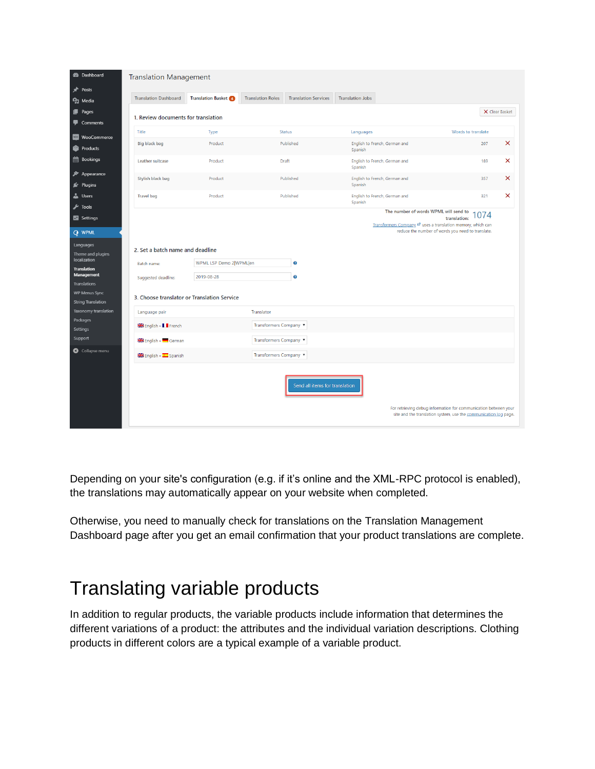Depending on your site's configuration (e.g. if it's online and the XML-RPC protocol is enabled), the translations may automatically appear on your website when completed.

Otherwise, you need to manually check for translations on the Translation Management Dashboard page after you get an email confirmation that your product translations are complete.

# Translating variable products

In addition to regular products, the variable products include information that determines the different variations of a product: the attributes and the individual variation descriptions. Clothing products in different colors are a typical example of a variable product.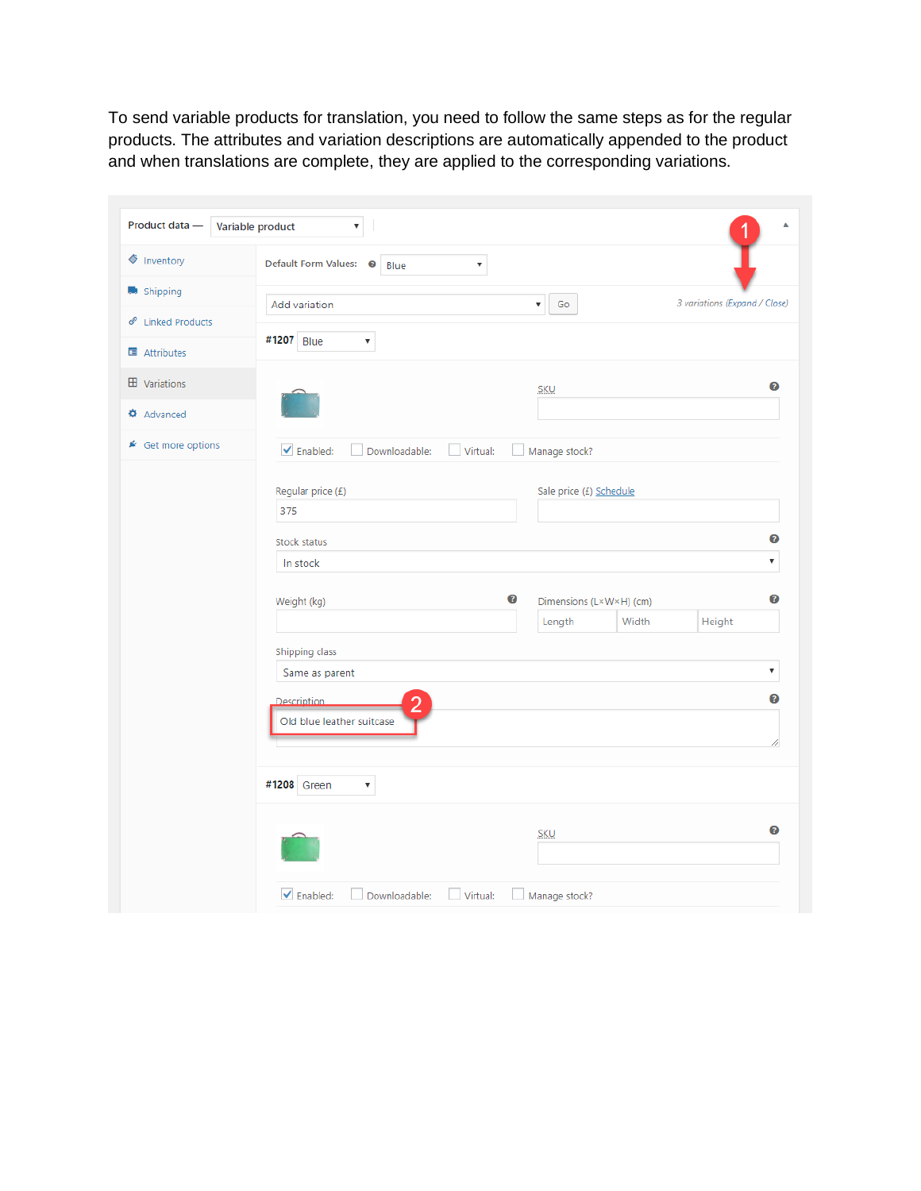To send variable products for translation, you need to follow the same steps as for the regular products. The attributes and variation descriptions are automatically appended to the product and when translations are complete, they are applied to the corresponding variations.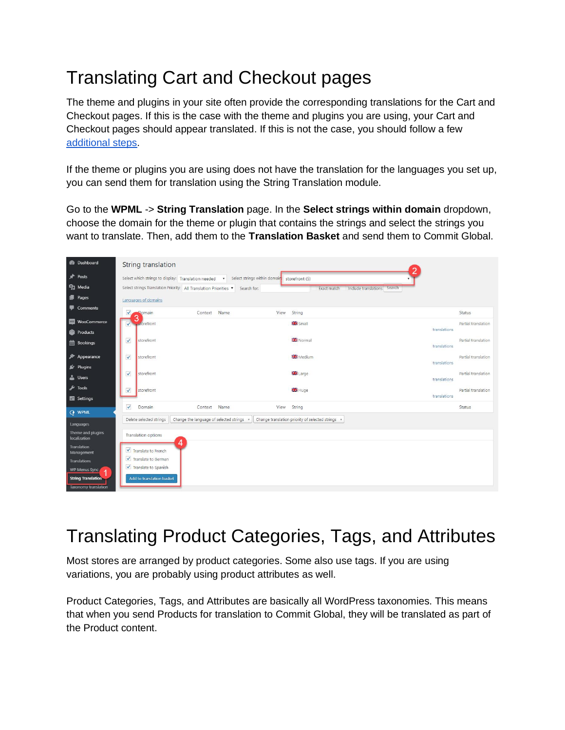# Translating Cart and Checkout pages

The theme and plugins in your site often provide the corresponding translations for the Cart and Checkout pages. If this is the case with the theme and plugins you are using, your Cart and Checkout pages should appear translated. If this is not the case, you should follow a few additional steps.

If the theme or plugins you are using does not have the translation for the languages you set up, you can send them for translation using the String Translation module.

Go to the **WPML** -> **String Translation** page. In the **Select strings within domain** dropdown, choose the domain for the theme or plugin that contains the strings and select the strings you want to translate. Then, add them to the **Translation Basket** and send them to Commit Global.

# Translating Product Categories, Tags, and Attributes

Most stores are arranged by product categories. Some also use tags. If you are using variations, you are probably using product attributes as well.

Product Categories, Tags, and Attributes are basically all WordPress taxonomies. This means that when you send Products for translation to Commit Global, they will be translated as part of the Product content.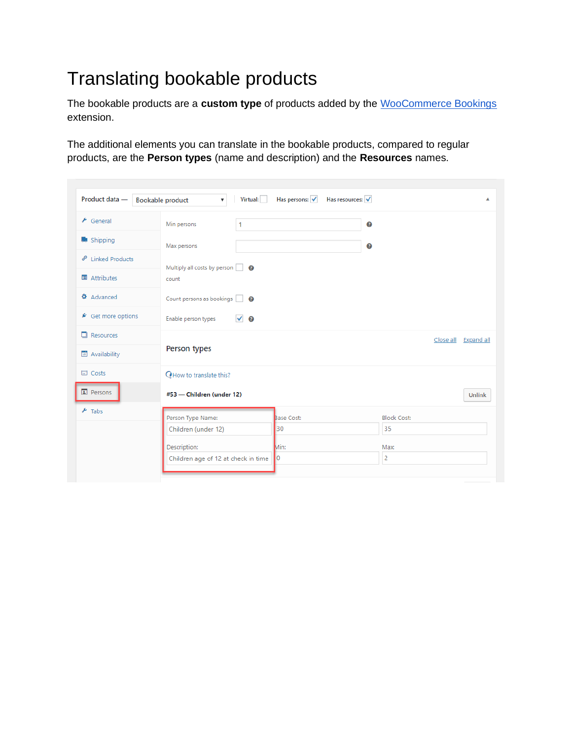# Translating bookable products

The bookable products are a **custom type** of products added by the WooCommerce Bookings extension.

The additional elements you can translate in the bookable products, compared to regular products, are the **Person types** (name and description) and the **Resources** names.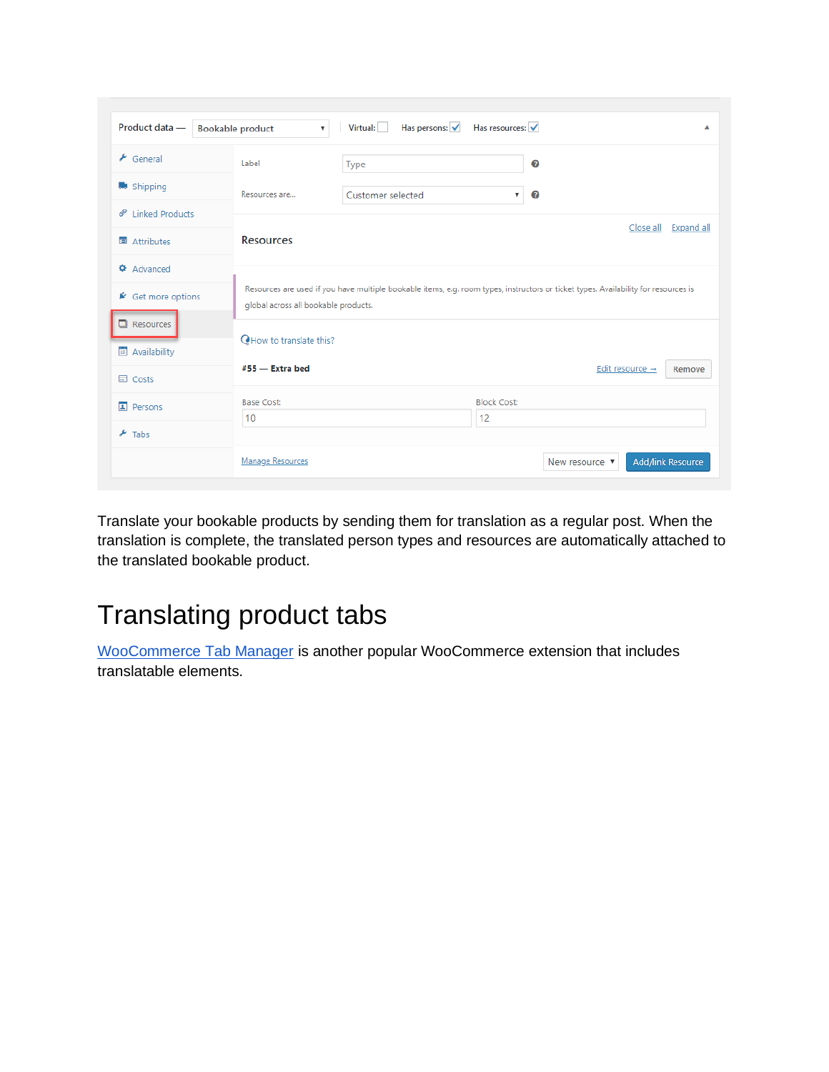Translate your bookable products by sending them for translation as a regular post. When the translation is complete, the translated person types and resources are automatically attached to the translated bookable product.

# Translating product tabs

[WooCommerce Tab Manager](https://woocommerce.com/products/woocommerce-tab-manager/) is another popular WooCommerce extension that includes translatable elements.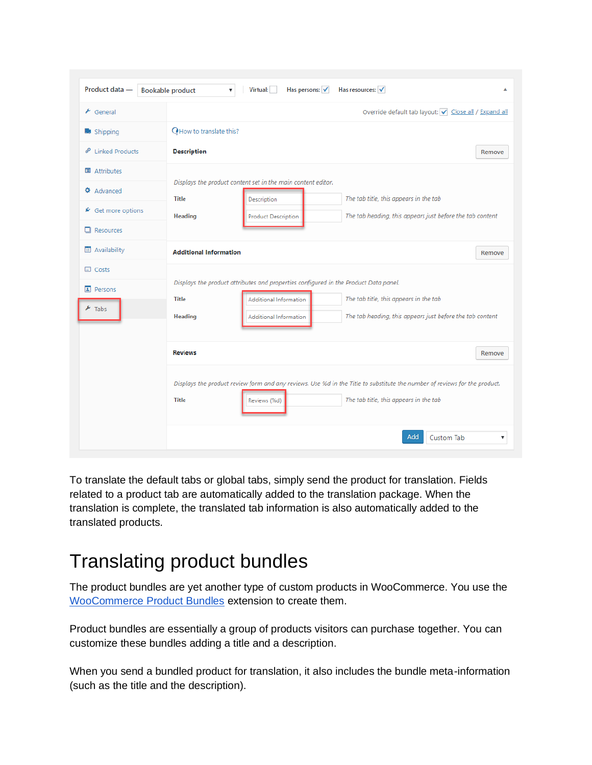To translate the default tabs or global tabs, simply send the product for translation. Fields related to a product tab are automatically added to the translation package. When the translation is complete, the translated tab information is also automatically added to the translated products.

# Translating product bundles

The product bundles are yet another type of custom products in WooCommerce. You use the [WooCommerce Product Bundles](#) extension to create them.

Product bundles are essentially a group of products visitors can purchase together. You can customize these bundles adding a title and a description.

When you send a bundled product for translation, it also includes the bundle meta-information (such as the title and the description).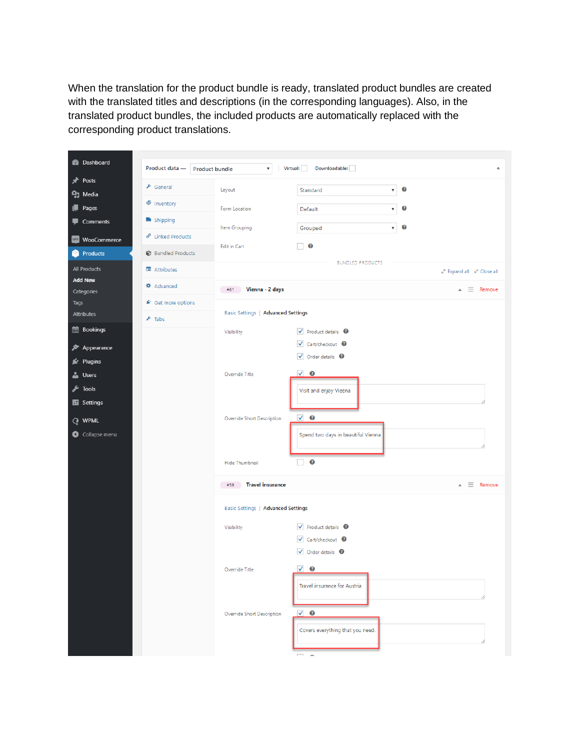When the translation for the product bundle is ready, translated product bundles are created with the translated titles and descriptions (in the corresponding languages). Also, in the translated product bundles, the included products are automatically replaced with the corresponding product translations.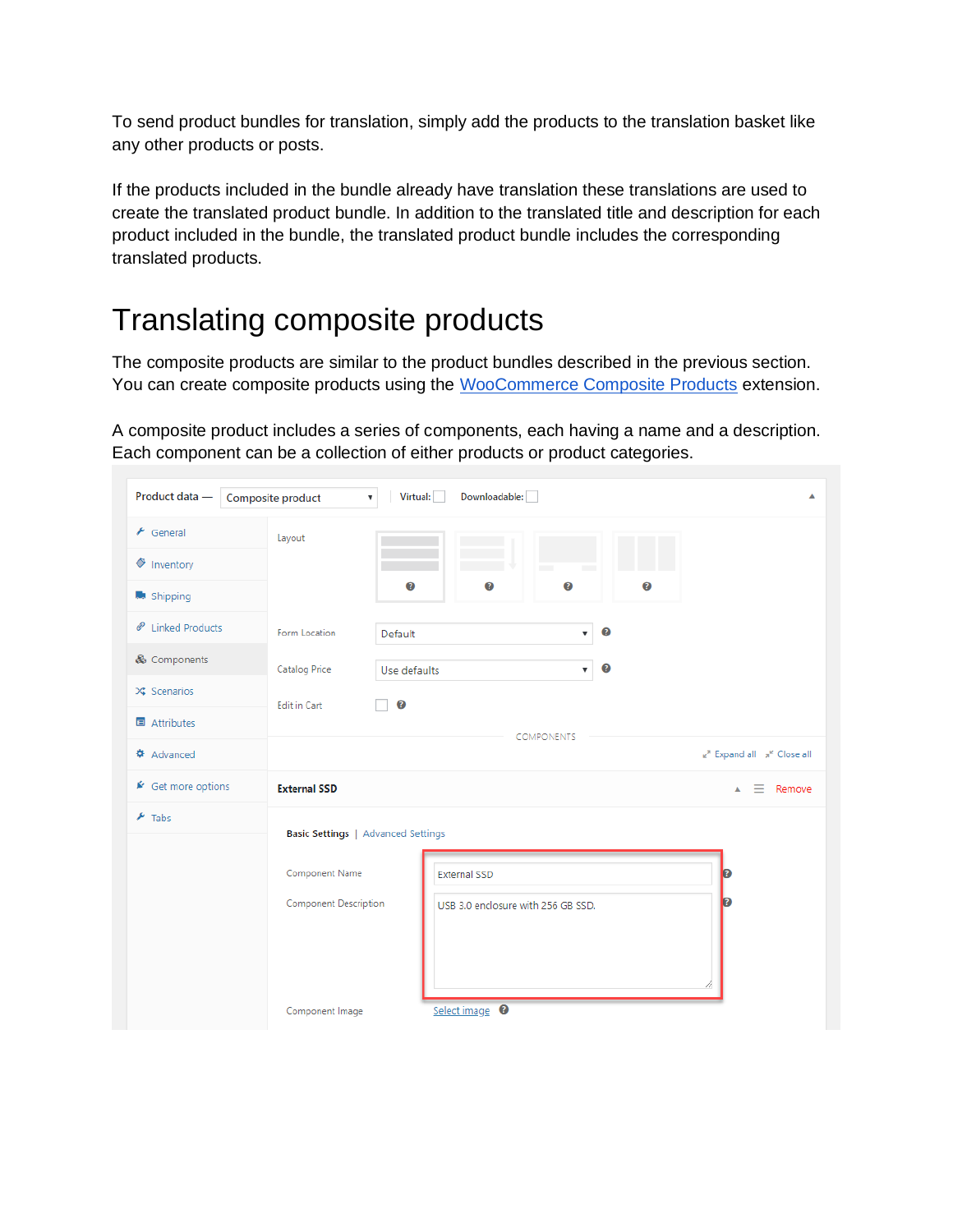To send product bundles for translation, simply add the products to the translation basket like any other products or posts.

If the products included in the bundle already have translation these translations are used to create the translated product bundle. In addition to the translated title and description for each product included in the bundle, the translated product bundle includes the corresponding translated products.

# Translating composite products

The composite products are similar to the product bundles described in the previous section. You can create composite products using the [WooCommerce Composite Products](WooCommerce Composite Products) extension.

A composite product includes a series of components, each having a name and a description. Each component can be a collection of either products or product categories.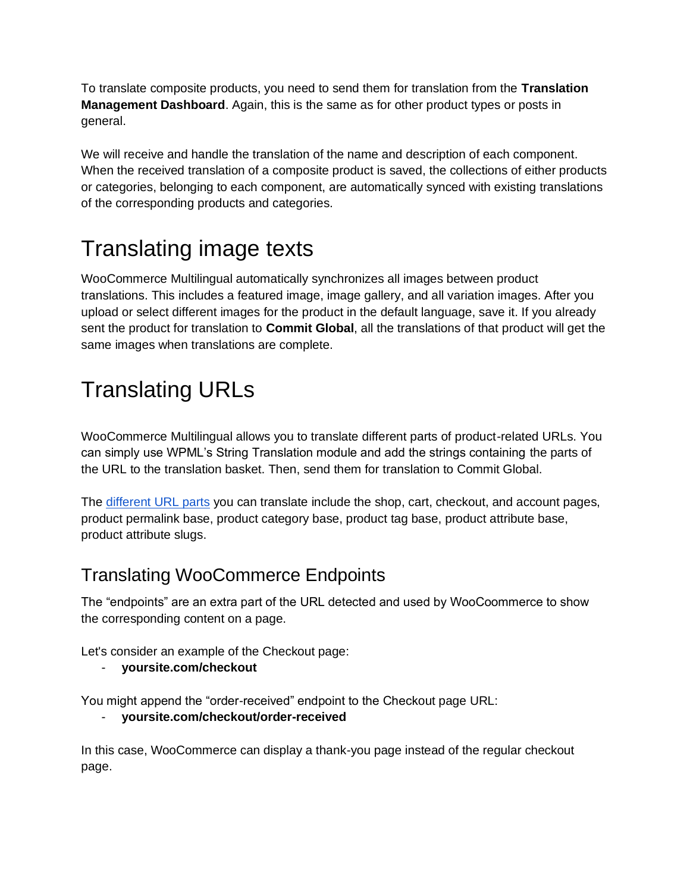To translate composite products, you need to send them for translation from the **Translation Management Dashboard**. Again, this is the same as for other product types or posts in general.

We will receive and handle the translation of the name and description of each component. When the received translation of a composite product is saved, the collections of either products or categories, belonging to each component, are automatically synced with existing translations of the corresponding products and categories.

# Translating image texts

WooCommerce Multilingual automatically synchronizes all images between product translations. This includes a featured image, image gallery, and all variation images. After you upload or select different images for the product in the default language, save it. If you already sent the product for translation to **Commit Global**, all the translations of that product will get the same images when translations are complete.

# Translating URLs

WooCommerce Multilingual allows you to translate different parts of product-related URLs. You can simply use WPML's String Translation module and add the strings containing the parts of the URL to the translation basket. Then, send them for translation to Commit Global.

The [different URL parts](#) you can translate include the shop, cart, checkout, and account pages, product permalink base, product category base, product tag base, product attribute base, product attribute slugs.

## Translating WooCommerce Endpoints

The "endpoints" are an extra part of the URL detected and used by WooCoommerce to show the corresponding content on a page.

Let's consider an example of the Checkout page:

- **yoursite.com/checkout**

You might append the "order-received" endpoint to the Checkout page URL:

- **yoursite.com/checkout/order-received**

In this case, WooCommerce can display a thank-you page instead of the regular checkout page.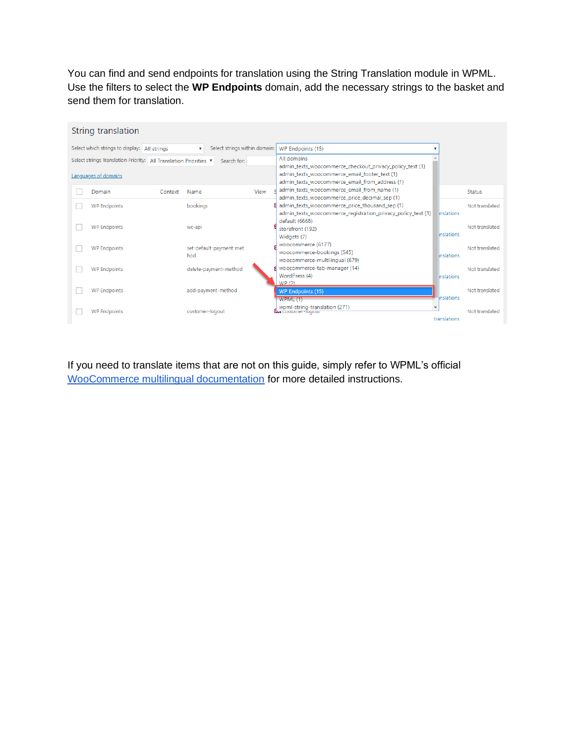You can find and send endpoints for translation using the String Translation module in WPML. Use the filters to select the **WP Endpoints** domain, add the necessary strings to the basket and send them for translation.

If you need to translate items that are not on this guide, simply refer to WPML's official [WooCommerce multilingual documentation](WooCommerce multilingual documentation) for more detailed instructions.